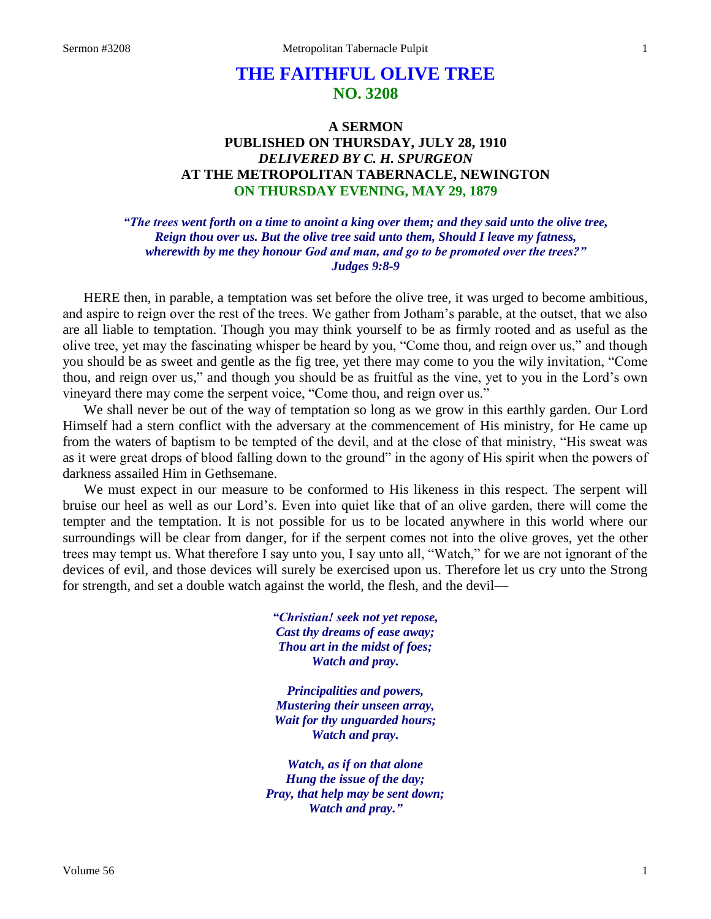# THE FAITHFUL OLIVE TREE
## NO. 3208

### A SERMON
### PUBLISHED ON THURSDAY, JULY 28, 1910
### *DELIVERED BY C. H. SPURGEON*
### AT THE METROPOLITAN TABERNACLE, NEWINGTON
### ON THURSDAY EVENING, MAY 29, 1879

*"The trees went forth on a time to anoint a king over them; and they said unto the olive tree, Reign thou over us. But the olive tree said unto them, Should I leave my fatness, wherewith by me they honour God and man, and go to be promoted over the trees?"*
*Judges 9:8-9*

HERE then, in parable, a temptation was set before the olive tree, it was urged to become ambitious, and aspire to reign over the rest of the trees. We gather from Jotham's parable, at the outset, that we also are all liable to temptation. Though you may think yourself to be as firmly rooted and as useful as the olive tree, yet may the fascinating whisper be heard by you, "Come thou, and reign over us," and though you should be as sweet and gentle as the fig tree, yet there may come to you the wily invitation, "Come thou, and reign over us," and though you should be as fruitful as the vine, yet to you in the Lord's own vineyard there may come the serpent voice, "Come thou, and reign over us."

We shall never be out of the way of temptation so long as we grow in this earthly garden. Our Lord Himself had a stern conflict with the adversary at the commencement of His ministry, for He came up from the waters of baptism to be tempted of the devil, and at the close of that ministry, "His sweat was as it were great drops of blood falling down to the ground" in the agony of His spirit when the powers of darkness assailed Him in Gethsemane.

We must expect in our measure to be conformed to His likeness in this respect. The serpent will bruise our heel as well as our Lord's. Even into quiet like that of an olive garden, there will come the tempter and the temptation. It is not possible for us to be located anywhere in this world where our surroundings will be clear from danger, for if the serpent comes not into the olive groves, yet the other trees may tempt us. What therefore I say unto you, I say unto all, "Watch," for we are not ignorant of the devices of evil, and those devices will surely be exercised upon us. Therefore let us cry unto the Strong for strength, and set a double watch against the world, the flesh, and the devil—

*"Christian! seek not yet repose,*
*Cast thy dreams of ease away;*
*Thou art in the midst of foes;*
*Watch and pray.*

*Principalities and powers,*
*Mustering their unseen array,*
*Wait for thy unguarded hours;*
*Watch and pray.*

*Watch, as if on that alone*
*Hung the issue of the day;*
*Pray, that help may be sent down;*
*Watch and pray."*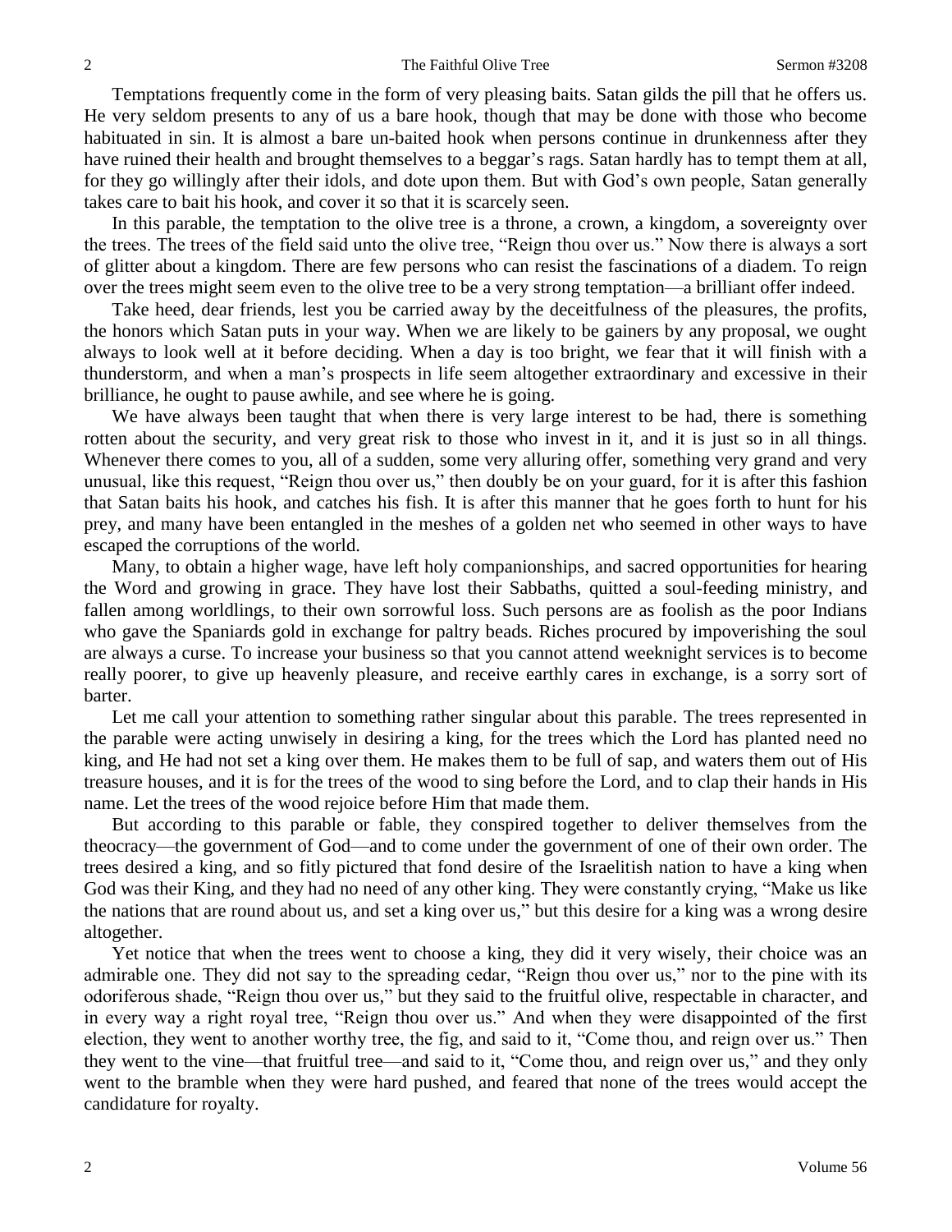Temptations frequently come in the form of very pleasing baits. Satan gilds the pill that he offers us. He very seldom presents to any of us a bare hook, though that may be done with those who become habituated in sin. It is almost a bare un-baited hook when persons continue in drunkenness after they have ruined their health and brought themselves to a beggar's rags. Satan hardly has to tempt them at all, for they go willingly after their idols, and dote upon them. But with God's own people, Satan generally takes care to bait his hook, and cover it so that it is scarcely seen.

In this parable, the temptation to the olive tree is a throne, a crown, a kingdom, a sovereignty over the trees. The trees of the field said unto the olive tree, "Reign thou over us." Now there is always a sort of glitter about a kingdom. There are few persons who can resist the fascinations of a diadem. To reign over the trees might seem even to the olive tree to be a very strong temptation—a brilliant offer indeed.

Take heed, dear friends, lest you be carried away by the deceitfulness of the pleasures, the profits, the honors which Satan puts in your way. When we are likely to be gainers by any proposal, we ought always to look well at it before deciding. When a day is too bright, we fear that it will finish with a thunderstorm, and when a man's prospects in life seem altogether extraordinary and excessive in their brilliance, he ought to pause awhile, and see where he is going.

We have always been taught that when there is very large interest to be had, there is something rotten about the security, and very great risk to those who invest in it, and it is just so in all things. Whenever there comes to you, all of a sudden, some very alluring offer, something very grand and very unusual, like this request, "Reign thou over us," then doubly be on your guard, for it is after this fashion that Satan baits his hook, and catches his fish. It is after this manner that he goes forth to hunt for his prey, and many have been entangled in the meshes of a golden net who seemed in other ways to have escaped the corruptions of the world.

Many, to obtain a higher wage, have left holy companionships, and sacred opportunities for hearing the Word and growing in grace. They have lost their Sabbaths, quitted a soul-feeding ministry, and fallen among worldlings, to their own sorrowful loss. Such persons are as foolish as the poor Indians who gave the Spaniards gold in exchange for paltry beads. Riches procured by impoverishing the soul are always a curse. To increase your business so that you cannot attend weeknight services is to become really poorer, to give up heavenly pleasure, and receive earthly cares in exchange, is a sorry sort of barter.

Let me call your attention to something rather singular about this parable. The trees represented in the parable were acting unwisely in desiring a king, for the trees which the Lord has planted need no king, and He had not set a king over them. He makes them to be full of sap, and waters them out of His treasure houses, and it is for the trees of the wood to sing before the Lord, and to clap their hands in His name. Let the trees of the wood rejoice before Him that made them.

But according to this parable or fable, they conspired together to deliver themselves from the theocracy—the government of God—and to come under the government of one of their own order. The trees desired a king, and so fitly pictured that fond desire of the Israelitish nation to have a king when God was their King, and they had no need of any other king. They were constantly crying, "Make us like the nations that are round about us, and set a king over us," but this desire for a king was a wrong desire altogether.

Yet notice that when the trees went to choose a king, they did it very wisely, their choice was an admirable one. They did not say to the spreading cedar, "Reign thou over us," nor to the pine with its odoriferous shade, "Reign thou over us," but they said to the fruitful olive, respectable in character, and in every way a right royal tree, "Reign thou over us." And when they were disappointed of the first election, they went to another worthy tree, the fig, and said to it, "Come thou, and reign over us." Then they went to the vine—that fruitful tree—and said to it, "Come thou, and reign over us," and they only went to the bramble when they were hard pushed, and feared that none of the trees would accept the candidature for royalty.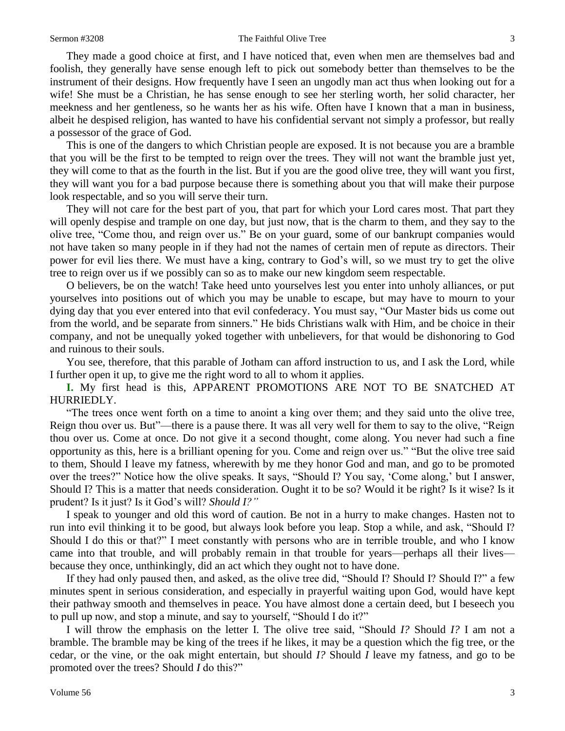They made a good choice at first, and I have noticed that, even when men are themselves bad and foolish, they generally have sense enough left to pick out somebody better than themselves to be the instrument of their designs. How frequently have I seen an ungodly man act thus when looking out for a wife! She must be a Christian, he has sense enough to see her sterling worth, her solid character, her meekness and her gentleness, so he wants her as his wife. Often have I known that a man in business, albeit he despised religion, has wanted to have his confidential servant not simply a professor, but really a possessor of the grace of God.

This is one of the dangers to which Christian people are exposed. It is not because you are a bramble that you will be the first to be tempted to reign over the trees. They will not want the bramble just yet, they will come to that as the fourth in the list. But if you are the good olive tree, they will want you first, they will want you for a bad purpose because there is something about you that will make their purpose look respectable, and so you will serve their turn.

They will not care for the best part of you, that part for which your Lord cares most. That part they will openly despise and trample on one day, but just now, that is the charm to them, and they say to the olive tree, "Come thou, and reign over us." Be on your guard, some of our bankrupt companies would not have taken so many people in if they had not the names of certain men of repute as directors. Their power for evil lies there. We must have a king, contrary to God's will, so we must try to get the olive tree to reign over us if we possibly can so as to make our new kingdom seem respectable.

O believers, be on the watch! Take heed unto yourselves lest you enter into unholy alliances, or put yourselves into positions out of which you may be unable to escape, but may have to mourn to your dying day that you ever entered into that evil confederacy. You must say, "Our Master bids us come out from the world, and be separate from sinners." He bids Christians walk with Him, and be choice in their company, and not be unequally yoked together with unbelievers, for that would be dishonoring to God and ruinous to their souls.

You see, therefore, that this parable of Jotham can afford instruction to us, and I ask the Lord, while I further open it up, to give me the right word to all to whom it applies.

**I.** My first head is this, APPARENT PROMOTIONS ARE NOT TO BE SNATCHED AT HURRIEDLY.

"The trees once went forth on a time to anoint a king over them; and they said unto the olive tree, Reign thou over us. But"—there is a pause there. It was all very well for them to say to the olive, "Reign thou over us. Come at once. Do not give it a second thought, come along. You never had such a fine opportunity as this, here is a brilliant opening for you. Come and reign over us." "But the olive tree said to them, Should I leave my fatness, wherewith by me they honor God and man, and go to be promoted over the trees?" Notice how the olive speaks. It says, "Should I? You say, 'Come along,' but I answer, Should I? This is a matter that needs consideration. Ought it to be so? Would it be right? Is it wise? Is it prudent? Is it just? Is it God's will? *Should I?"*

I speak to younger and old this word of caution. Be not in a hurry to make changes. Hasten not to run into evil thinking it to be good, but always look before you leap. Stop a while, and ask, "Should I? Should I do this or that?" I meet constantly with persons who are in terrible trouble, and who I know came into that trouble, and will probably remain in that trouble for years—perhaps all their lives—because they once, unthinkingly, did an act which they ought not to have done.

If they had only paused then, and asked, as the olive tree did, "Should I? Should I? Should I?" a few minutes spent in serious consideration, and especially in prayerful waiting upon God, would have kept their pathway smooth and themselves in peace. You have almost done a certain deed, but I beseech you to pull up now, and stop a minute, and say to yourself, "Should I do it?"

I will throw the emphasis on the letter I. The olive tree said, "Should *I?* Should *I?* I am not a bramble. The bramble may be king of the trees if he likes, it may be a question which the fig tree, or the cedar, or the vine, or the oak might entertain, but should *I?* Should *I* leave my fatness, and go to be promoted over the trees? Should *I* do this?"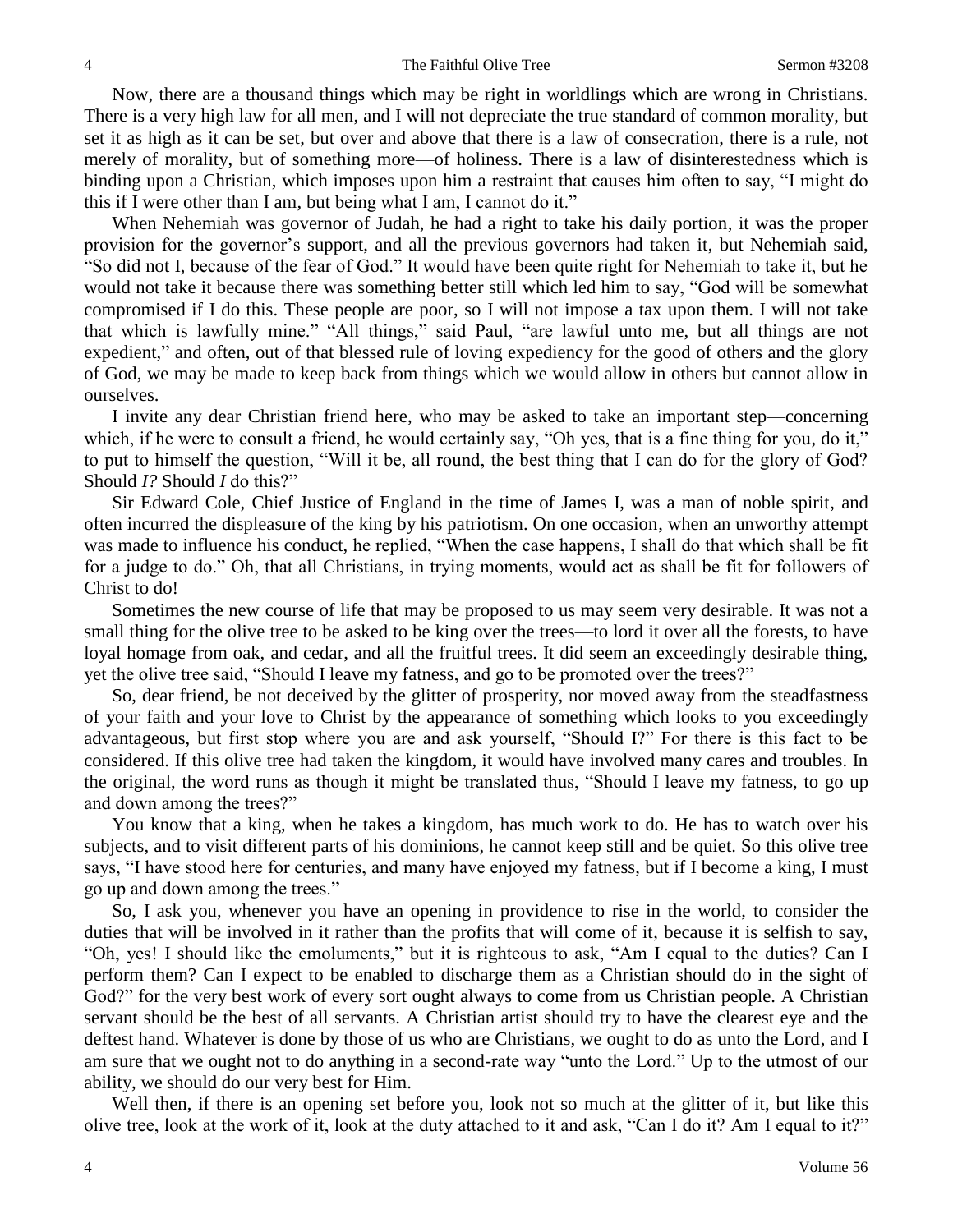Now, there are a thousand things which may be right in worldlings which are wrong in Christians. There is a very high law for all men, and I will not depreciate the true standard of common morality, but set it as high as it can be set, but over and above that there is a law of consecration, there is a rule, not merely of morality, but of something more—of holiness. There is a law of disinterestedness which is binding upon a Christian, which imposes upon him a restraint that causes him often to say, "I might do this if I were other than I am, but being what I am, I cannot do it."

When Nehemiah was governor of Judah, he had a right to take his daily portion, it was the proper provision for the governor's support, and all the previous governors had taken it, but Nehemiah said, "So did not I, because of the fear of God." It would have been quite right for Nehemiah to take it, but he would not take it because there was something better still which led him to say, "God will be somewhat compromised if I do this. These people are poor, so I will not impose a tax upon them. I will not take that which is lawfully mine." "All things," said Paul, "are lawful unto me, but all things are not expedient," and often, out of that blessed rule of loving expediency for the good of others and the glory of God, we may be made to keep back from things which we would allow in others but cannot allow in ourselves.

I invite any dear Christian friend here, who may be asked to take an important step—concerning which, if he were to consult a friend, he would certainly say, "Oh yes, that is a fine thing for you, do it," to put to himself the question, "Will it be, all round, the best thing that I can do for the glory of God? Should *I?* Should *I* do this?"

Sir Edward Cole, Chief Justice of England in the time of James I, was a man of noble spirit, and often incurred the displeasure of the king by his patriotism. On one occasion, when an unworthy attempt was made to influence his conduct, he replied, "When the case happens, I shall do that which shall be fit for a judge to do." Oh, that all Christians, in trying moments, would act as shall be fit for followers of Christ to do!

Sometimes the new course of life that may be proposed to us may seem very desirable. It was not a small thing for the olive tree to be asked to be king over the trees—to lord it over all the forests, to have loyal homage from oak, and cedar, and all the fruitful trees. It did seem an exceedingly desirable thing, yet the olive tree said, "Should I leave my fatness, and go to be promoted over the trees?"

So, dear friend, be not deceived by the glitter of prosperity, nor moved away from the steadfastness of your faith and your love to Christ by the appearance of something which looks to you exceedingly advantageous, but first stop where you are and ask yourself, "Should I?" For there is this fact to be considered. If this olive tree had taken the kingdom, it would have involved many cares and troubles. In the original, the word runs as though it might be translated thus, "Should I leave my fatness, to go up and down among the trees?"

You know that a king, when he takes a kingdom, has much work to do. He has to watch over his subjects, and to visit different parts of his dominions, he cannot keep still and be quiet. So this olive tree says, "I have stood here for centuries, and many have enjoyed my fatness, but if I become a king, I must go up and down among the trees."

So, I ask you, whenever you have an opening in providence to rise in the world, to consider the duties that will be involved in it rather than the profits that will come of it, because it is selfish to say, "Oh, yes! I should like the emoluments," but it is righteous to ask, "Am I equal to the duties? Can I perform them? Can I expect to be enabled to discharge them as a Christian should do in the sight of God?" for the very best work of every sort ought always to come from us Christian people. A Christian servant should be the best of all servants. A Christian artist should try to have the clearest eye and the deftest hand. Whatever is done by those of us who are Christians, we ought to do as unto the Lord, and I am sure that we ought not to do anything in a second-rate way "unto the Lord." Up to the utmost of our ability, we should do our very best for Him.

Well then, if there is an opening set before you, look not so much at the glitter of it, but like this olive tree, look at the work of it, look at the duty attached to it and ask, "Can I do it? Am I equal to it?"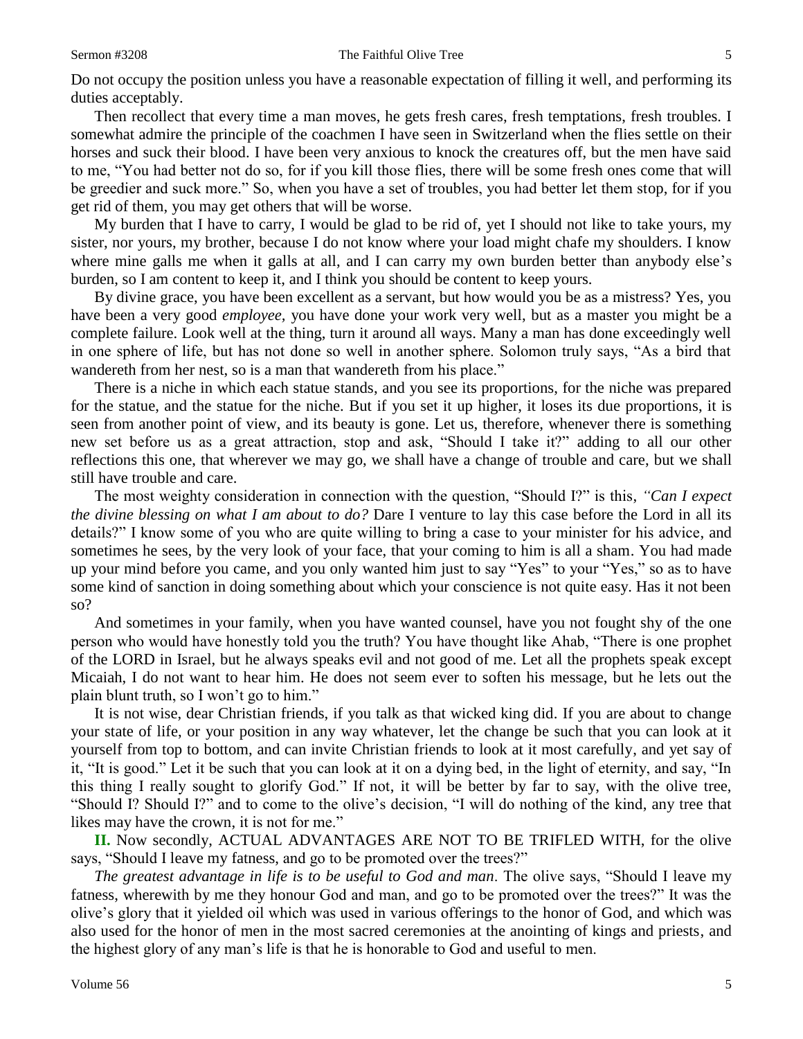Do not occupy the position unless you have a reasonable expectation of filling it well, and performing its duties acceptably.

Then recollect that every time a man moves, he gets fresh cares, fresh temptations, fresh troubles. I somewhat admire the principle of the coachmen I have seen in Switzerland when the flies settle on their horses and suck their blood. I have been very anxious to knock the creatures off, but the men have said to me, "You had better not do so, for if you kill those flies, there will be some fresh ones come that will be greedier and suck more." So, when you have a set of troubles, you had better let them stop, for if you get rid of them, you may get others that will be worse.

My burden that I have to carry, I would be glad to be rid of, yet I should not like to take yours, my sister, nor yours, my brother, because I do not know where your load might chafe my shoulders. I know where mine galls me when it galls at all, and I can carry my own burden better than anybody else's burden, so I am content to keep it, and I think you should be content to keep yours.

By divine grace, you have been excellent as a servant, but how would you be as a mistress? Yes, you have been a very good *employee*, you have done your work very well, but as a master you might be a complete failure. Look well at the thing, turn it around all ways. Many a man has done exceedingly well in one sphere of life, but has not done so well in another sphere. Solomon truly says, "As a bird that wandereth from her nest, so is a man that wandereth from his place."

There is a niche in which each statue stands, and you see its proportions, for the niche was prepared for the statue, and the statue for the niche. But if you set it up higher, it loses its due proportions, it is seen from another point of view, and its beauty is gone. Let us, therefore, whenever there is something new set before us as a great attraction, stop and ask, "Should I take it?" adding to all our other reflections this one, that wherever we may go, we shall have a change of trouble and care, but we shall still have trouble and care.

The most weighty consideration in connection with the question, "Should I?" is this, *"Can I expect the divine blessing on what I am about to do?* Dare I venture to lay this case before the Lord in all its details?" I know some of you who are quite willing to bring a case to your minister for his advice, and sometimes he sees, by the very look of your face, that your coming to him is all a sham. You had made up your mind before you came, and you only wanted him just to say "Yes" to your "Yes," so as to have some kind of sanction in doing something about which your conscience is not quite easy. Has it not been so?

And sometimes in your family, when you have wanted counsel, have you not fought shy of the one person who would have honestly told you the truth? You have thought like Ahab, "There is one prophet of the LORD in Israel, but he always speaks evil and not good of me. Let all the prophets speak except Micaiah, I do not want to hear him. He does not seem ever to soften his message, but he lets out the plain blunt truth, so I won't go to him."

It is not wise, dear Christian friends, if you talk as that wicked king did. If you are about to change your state of life, or your position in any way whatever, let the change be such that you can look at it yourself from top to bottom, and can invite Christian friends to look at it most carefully, and yet say of it, "It is good." Let it be such that you can look at it on a dying bed, in the light of eternity, and say, "In this thing I really sought to glorify God." If not, it will be better by far to say, with the olive tree, "Should I? Should I?" and to come to the olive's decision, "I will do nothing of the kind, any tree that likes may have the crown, it is not for me."

**II.** Now secondly, ACTUAL ADVANTAGES ARE NOT TO BE TRIFLED WITH, for the olive says, "Should I leave my fatness, and go to be promoted over the trees?"

*The greatest advantage in life is to be useful to God and man*. The olive says, "Should I leave my fatness, wherewith by me they honour God and man, and go to be promoted over the trees?" It was the olive's glory that it yielded oil which was used in various offerings to the honor of God, and which was also used for the honor of men in the most sacred ceremonies at the anointing of kings and priests, and the highest glory of any man's life is that he is honorable to God and useful to men.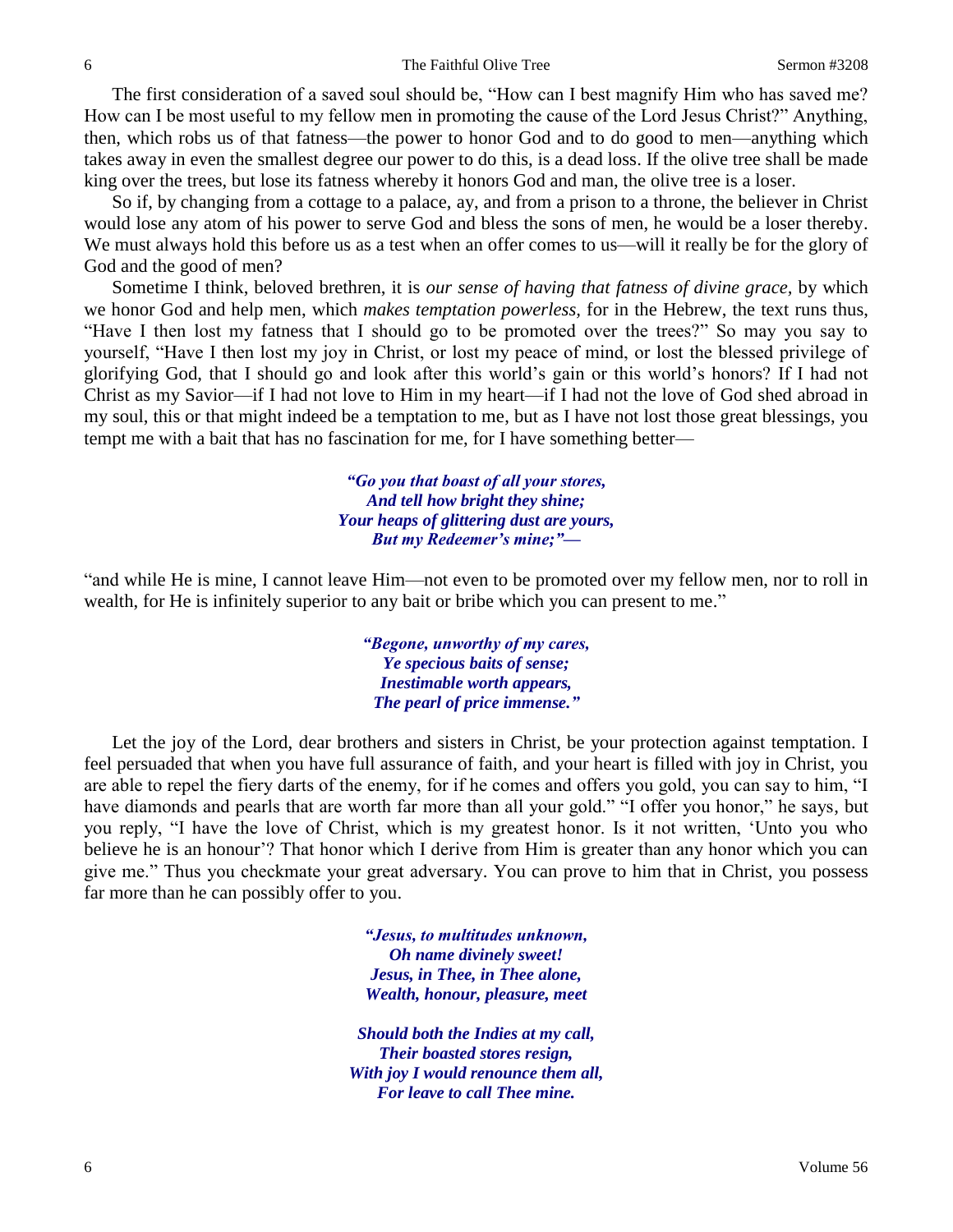The first consideration of a saved soul should be, "How can I best magnify Him who has saved me? How can I be most useful to my fellow men in promoting the cause of the Lord Jesus Christ?" Anything, then, which robs us of that fatness—the power to honor God and to do good to men—anything which takes away in even the smallest degree our power to do this, is a dead loss. If the olive tree shall be made king over the trees, but lose its fatness whereby it honors God and man, the olive tree is a loser.

So if, by changing from a cottage to a palace, ay, and from a prison to a throne, the believer in Christ would lose any atom of his power to serve God and bless the sons of men, he would be a loser thereby. We must always hold this before us as a test when an offer comes to us—will it really be for the glory of God and the good of men?

Sometime I think, beloved brethren, it is *our sense of having that fatness of divine grace,* by which we honor God and help men, which *makes temptation powerless,* for in the Hebrew, the text runs thus, "Have I then lost my fatness that I should go to be promoted over the trees?" So may you say to yourself, "Have I then lost my joy in Christ, or lost my peace of mind, or lost the blessed privilege of glorifying God, that I should go and look after this world's gain or this world's honors? If I had not Christ as my Savior—if I had not love to Him in my heart—if I had not the love of God shed abroad in my soul, this or that might indeed be a temptation to me, but as I have not lost those great blessings, you tempt me with a bait that has no fascination for me, for I have something better—

> ***"Go you that boast of all your stores,***
> ***And tell how bright they shine;***
> ***Your heaps of glittering dust are yours,***
> ***But my Redeemer's mine;"—***

"and while He is mine, I cannot leave Him—not even to be promoted over my fellow men, nor to roll in wealth, for He is infinitely superior to any bait or bribe which you can present to me."

> ***"Begone, unworthy of my cares,***
> ***Ye specious baits of sense;***
> ***Inestimable worth appears,***
> ***The pearl of price immense."***

Let the joy of the Lord, dear brothers and sisters in Christ, be your protection against temptation. I feel persuaded that when you have full assurance of faith, and your heart is filled with joy in Christ, you are able to repel the fiery darts of the enemy, for if he comes and offers you gold, you can say to him, "I have diamonds and pearls that are worth far more than all your gold." "I offer you honor," he says, but you reply, "I have the love of Christ, which is my greatest honor. Is it not written, 'Unto you who believe he is an honour'? That honor which I derive from Him is greater than any honor which you can give me." Thus you checkmate your great adversary. You can prove to him that in Christ, you possess far more than he can possibly offer to you.

> ***"Jesus, to multitudes unknown,***
> ***Oh name divinely sweet!***
> ***Jesus, in Thee, in Thee alone,***
> ***Wealth, honour, pleasure, meet***
>
> ***Should both the Indies at my call,***
> ***Their boasted stores resign,***
> ***With joy I would renounce them all,***
> ***For leave to call Thee mine.***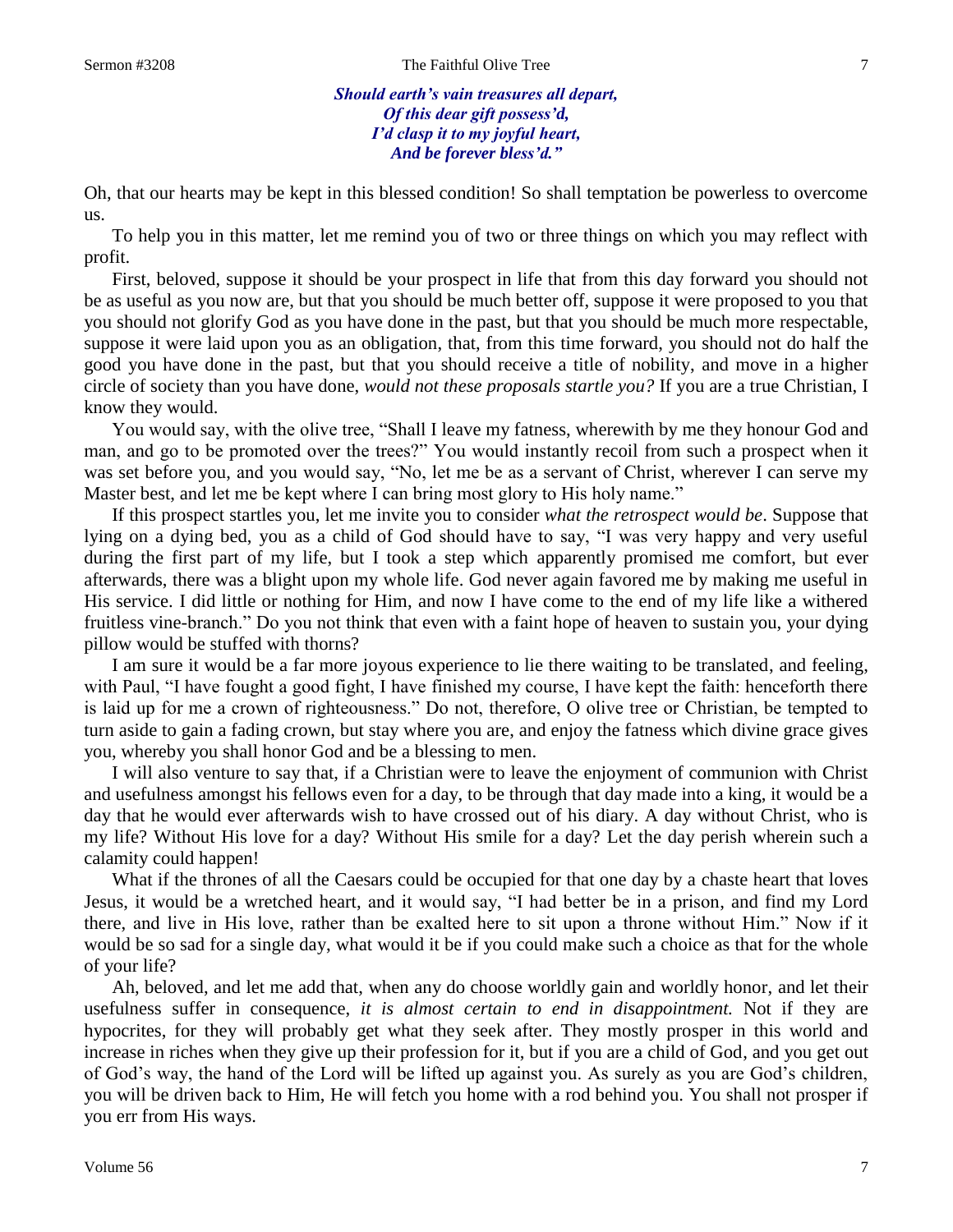*Should earth's vain treasures all depart,*
*Of this dear gift possess'd,*
*I'd clasp it to my joyful heart,*
*And be forever bless'd."*

Oh, that our hearts may be kept in this blessed condition! So shall temptation be powerless to overcome us.

To help you in this matter, let me remind you of two or three things on which you may reflect with profit.

First, beloved, suppose it should be your prospect in life that from this day forward you should not be as useful as you now are, but that you should be much better off, suppose it were proposed to you that you should not glorify God as you have done in the past, but that you should be much more respectable, suppose it were laid upon you as an obligation, that, from this time forward, you should not do half the good you have done in the past, but that you should receive a title of nobility, and move in a higher circle of society than you have done, *would not these proposals startle you?* If you are a true Christian, I know they would.

You would say, with the olive tree, "Shall I leave my fatness, wherewith by me they honour God and man, and go to be promoted over the trees?" You would instantly recoil from such a prospect when it was set before you, and you would say, "No, let me be as a servant of Christ, wherever I can serve my Master best, and let me be kept where I can bring most glory to His holy name."

If this prospect startles you, let me invite you to consider *what the retrospect would be*. Suppose that lying on a dying bed, you as a child of God should have to say, "I was very happy and very useful during the first part of my life, but I took a step which apparently promised me comfort, but ever afterwards, there was a blight upon my whole life. God never again favored me by making me useful in His service. I did little or nothing for Him, and now I have come to the end of my life like a withered fruitless vine-branch." Do you not think that even with a faint hope of heaven to sustain you, your dying pillow would be stuffed with thorns?

I am sure it would be a far more joyous experience to lie there waiting to be translated, and feeling, with Paul, "I have fought a good fight, I have finished my course, I have kept the faith: henceforth there is laid up for me a crown of righteousness." Do not, therefore, O olive tree or Christian, be tempted to turn aside to gain a fading crown, but stay where you are, and enjoy the fatness which divine grace gives you, whereby you shall honor God and be a blessing to men.

I will also venture to say that, if a Christian were to leave the enjoyment of communion with Christ and usefulness amongst his fellows even for a day, to be through that day made into a king, it would be a day that he would ever afterwards wish to have crossed out of his diary. A day without Christ, who is my life? Without His love for a day? Without His smile for a day? Let the day perish wherein such a calamity could happen!

What if the thrones of all the Caesars could be occupied for that one day by a chaste heart that loves Jesus, it would be a wretched heart, and it would say, "I had better be in a prison, and find my Lord there, and live in His love, rather than be exalted here to sit upon a throne without Him." Now if it would be so sad for a single day, what would it be if you could make such a choice as that for the whole of your life?

Ah, beloved, and let me add that, when any do choose worldly gain and worldly honor, and let their usefulness suffer in consequence, *it is almost certain to end in disappointment.* Not if they are hypocrites, for they will probably get what they seek after. They mostly prosper in this world and increase in riches when they give up their profession for it, but if you are a child of God, and you get out of God's way, the hand of the Lord will be lifted up against you. As surely as you are God's children, you will be driven back to Him, He will fetch you home with a rod behind you. You shall not prosper if you err from His ways.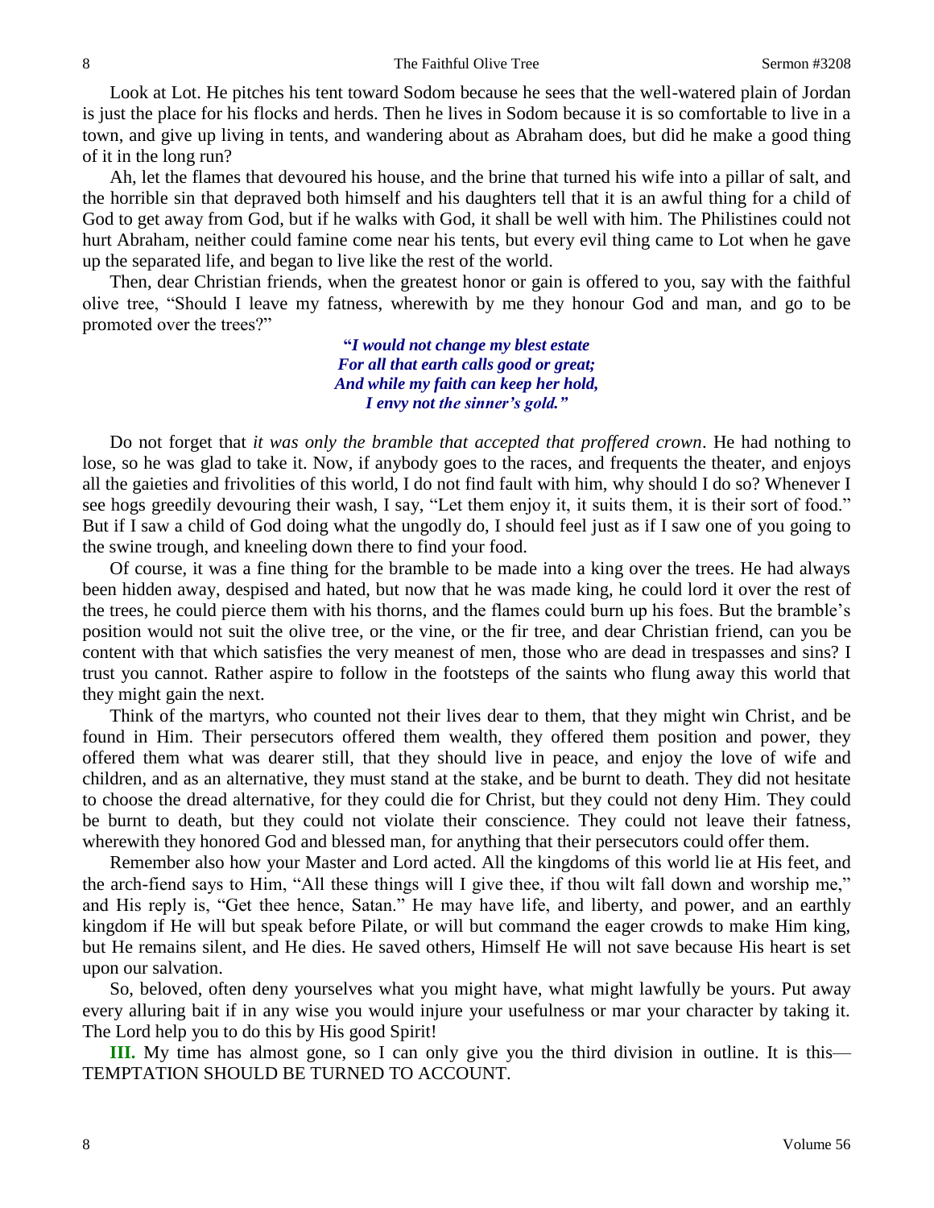Look at Lot. He pitches his tent toward Sodom because he sees that the well-watered plain of Jordan is just the place for his flocks and herds. Then he lives in Sodom because it is so comfortable to live in a town, and give up living in tents, and wandering about as Abraham does, but did he make a good thing of it in the long run?

Ah, let the flames that devoured his house, and the brine that turned his wife into a pillar of salt, and the horrible sin that depraved both himself and his daughters tell that it is an awful thing for a child of God to get away from God, but if he walks with God, it shall be well with him. The Philistines could not hurt Abraham, neither could famine come near his tents, but every evil thing came to Lot when he gave up the separated life, and began to live like the rest of the world.

Then, dear Christian friends, when the greatest honor or gain is offered to you, say with the faithful olive tree, "Should I leave my fatness, wherewith by me they honour God and man, and go to be promoted over the trees?"

> ***"I would not change my blest estate***
> ***For all that earth calls good or great;***
> ***And while my faith can keep her hold,***
> ***I envy not the sinner's gold."***

Do not forget that *it was only the bramble that accepted that proffered crown*. He had nothing to lose, so he was glad to take it. Now, if anybody goes to the races, and frequents the theater, and enjoys all the gaieties and frivolities of this world, I do not find fault with him, why should I do so? Whenever I see hogs greedily devouring their wash, I say, "Let them enjoy it, it suits them, it is their sort of food." But if I saw a child of God doing what the ungodly do, I should feel just as if I saw one of you going to the swine trough, and kneeling down there to find your food.

Of course, it was a fine thing for the bramble to be made into a king over the trees. He had always been hidden away, despised and hated, but now that he was made king, he could lord it over the rest of the trees, he could pierce them with his thorns, and the flames could burn up his foes. But the bramble's position would not suit the olive tree, or the vine, or the fir tree, and dear Christian friend, can you be content with that which satisfies the very meanest of men, those who are dead in trespasses and sins? I trust you cannot. Rather aspire to follow in the footsteps of the saints who flung away this world that they might gain the next.

Think of the martyrs, who counted not their lives dear to them, that they might win Christ, and be found in Him. Their persecutors offered them wealth, they offered them position and power, they offered them what was dearer still, that they should live in peace, and enjoy the love of wife and children, and as an alternative, they must stand at the stake, and be burnt to death. They did not hesitate to choose the dread alternative, for they could die for Christ, but they could not deny Him. They could be burnt to death, but they could not violate their conscience. They could not leave their fatness, wherewith they honored God and blessed man, for anything that their persecutors could offer them.

Remember also how your Master and Lord acted. All the kingdoms of this world lie at His feet, and the arch-fiend says to Him, "All these things will I give thee, if thou wilt fall down and worship me," and His reply is, "Get thee hence, Satan." He may have life, and liberty, and power, and an earthly kingdom if He will but speak before Pilate, or will but command the eager crowds to make Him king, but He remains silent, and He dies. He saved others, Himself He will not save because His heart is set upon our salvation.

So, beloved, often deny yourselves what you might have, what might lawfully be yours. Put away every alluring bait if in any wise you would injure your usefulness or mar your character by taking it. The Lord help you to do this by His good Spirit!

**III.** My time has almost gone, so I can only give you the third division in outline. It is this—TEMPTATION SHOULD BE TURNED TO ACCOUNT.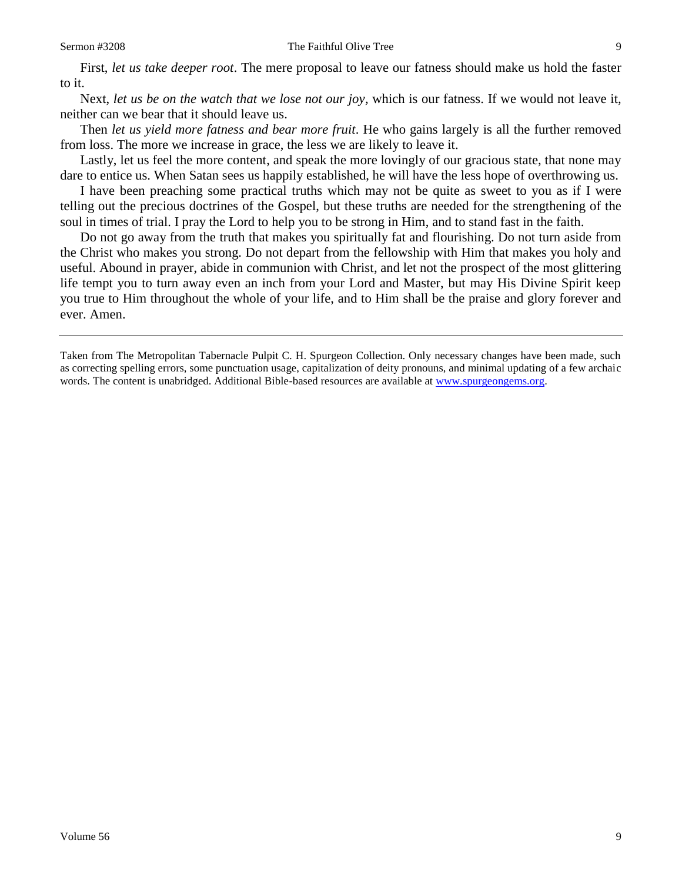First, *let us take deeper root*. The mere proposal to leave our fatness should make us hold the faster to it.

Next, *let us be on the watch that we lose not our joy*, which is our fatness. If we would not leave it, neither can we bear that it should leave us.

Then *let us yield more fatness and bear more fruit*. He who gains largely is all the further removed from loss. The more we increase in grace, the less we are likely to leave it.

Lastly, let us feel the more content, and speak the more lovingly of our gracious state, that none may dare to entice us. When Satan sees us happily established, he will have the less hope of overthrowing us.

I have been preaching some practical truths which may not be quite as sweet to you as if I were telling out the precious doctrines of the Gospel, but these truths are needed for the strengthening of the soul in times of trial. I pray the Lord to help you to be strong in Him, and to stand fast in the faith.

Do not go away from the truth that makes you spiritually fat and flourishing. Do not turn aside from the Christ who makes you strong. Do not depart from the fellowship with Him that makes you holy and useful. Abound in prayer, abide in communion with Christ, and let not the prospect of the most glittering life tempt you to turn away even an inch from your Lord and Master, but may His Divine Spirit keep you true to Him throughout the whole of your life, and to Him shall be the praise and glory forever and ever. Amen.

---

Taken from The Metropolitan Tabernacle Pulpit C. H. Spurgeon Collection. Only necessary changes have been made, such as correcting spelling errors, some punctuation usage, capitalization of deity pronouns, and minimal updating of a few archaic words. The content is unabridged. Additional Bible-based resources are available at [www.spurgeongems.org](http://www.spurgeongems.org).